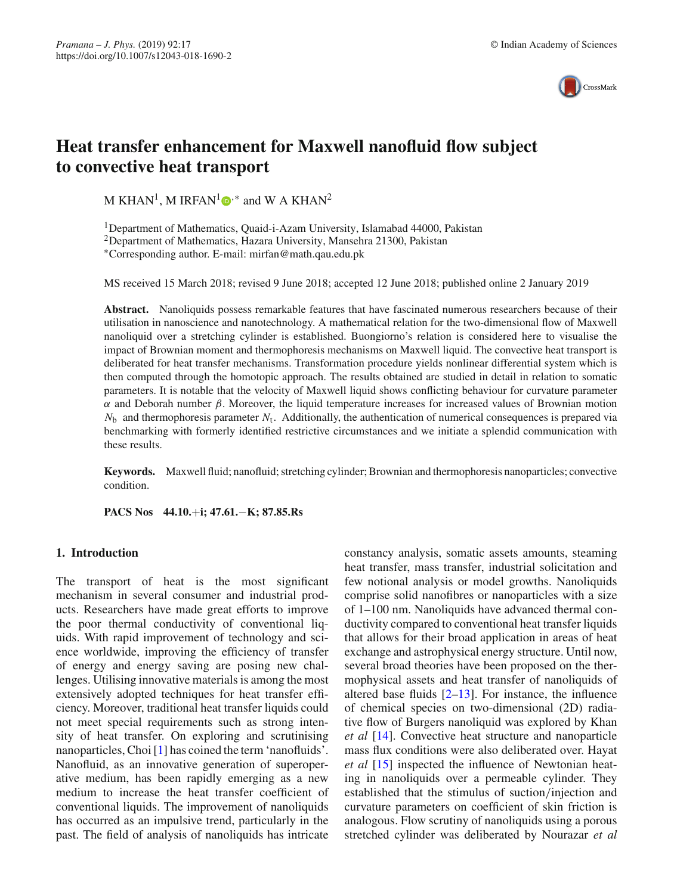# Heat transfer enhancement for Maxwell nanofluid flow subject to convective heat transport

M KHAN[1], M IRFAN[1,*] and W A KHAN[2]

[1]Department of Mathematics, Quaid-i-Azam University, Islamabad 44000, Pakistan
[2]Department of Mathematics, Hazara University, Mansehra 21300, Pakistan
[*]Corresponding author. E-mail: mirfan@math.qau.edu.pk

MS received 15 March 2018; revised 9 June 2018; accepted 12 June 2018; published online 2 January 2019

**Abstract.** Nanoliquids possess remarkable features that have fascinated numerous researchers because of their utilisation in nanoscience and nanotechnology. A mathematical relation for the two-dimensional flow of Maxwell nanoliquid over a stretching cylinder is established. Buongiorno's relation is considered here to visualise the impact of Brownian moment and thermophoresis mechanisms on Maxwell liquid. The convective heat transport is deliberated for heat transfer mechanisms. Transformation procedure yields nonlinear differential system which is then computed through the homotopic approach. The results obtained are studied in detail in relation to somatic parameters. It is notable that the velocity of Maxwell liquid shows conflicting behaviour for curvature parameter $\alpha$ and Deborah number $\beta$. Moreover, the liquid temperature increases for increased values of Brownian motion $N_{\mathrm{b}}$ and thermophoresis parameter $N_{\mathrm{t}}$. Additionally, the authentication of numerical consequences is prepared via benchmarking with formerly identified restrictive circumstances and we initiate a splendid communication with these results.

**Keywords.** Maxwell fluid; nanofluid; stretching cylinder; Brownian and thermophoresis nanoparticles; convective condition.

**PACS Nos** 44.10.+i; 47.61.−K; 87.85.Rs

## 1. Introduction

The transport of heat is the most significant mechanism in several consumer and industrial products. Researchers have made great efforts to improve the poor thermal conductivity of conventional liquids. With rapid improvement of technology and science worldwide, improving the efficiency of transfer of energy and energy saving are posing new challenges. Utilising innovative materials is among the most extensively adopted techniques for heat transfer efficiency. Moreover, traditional heat transfer liquids could not meet special requirements such as strong intensity of heat transfer. On exploring and scrutinising nanoparticles, Choi [1] has coined the term 'nanofluids'. Nanofluid, as an innovative generation of superoperative medium, has been rapidly emerging as a new medium to increase the heat transfer coefficient of conventional liquids. The improvement of nanoliquids has occurred as an impulsive trend, particularly in the past. The field of analysis of nanoliquids has intricate constancy analysis, somatic assets amounts, steaming heat transfer, mass transfer, industrial solicitation and few notional analysis or model growths. Nanoliquids comprise solid nanofibres or nanoparticles with a size of 1–100 nm. Nanoliquids have advanced thermal conductivity compared to conventional heat transfer liquids that allows for their broad application in areas of heat exchange and astrophysical energy structure. Until now, several broad theories have been proposed on the thermophysical assets and heat transfer of nanoliquids of altered base fluids [2–13]. For instance, the influence of chemical species on two-dimensional (2D) radiative flow of Burgers nanoliquid was explored by Khan *et al* [14]. Convective heat structure and nanoparticle mass flux conditions were also deliberated over. Hayat *et al* [15] inspected the influence of Newtonian heating in nanoliquids over a permeable cylinder. They established that the stimulus of suction/injection and curvature parameters on coefficient of skin friction is analogous. Flow scrutiny of nanoliquids using a porous stretched cylinder was deliberated by Nourazar *et al*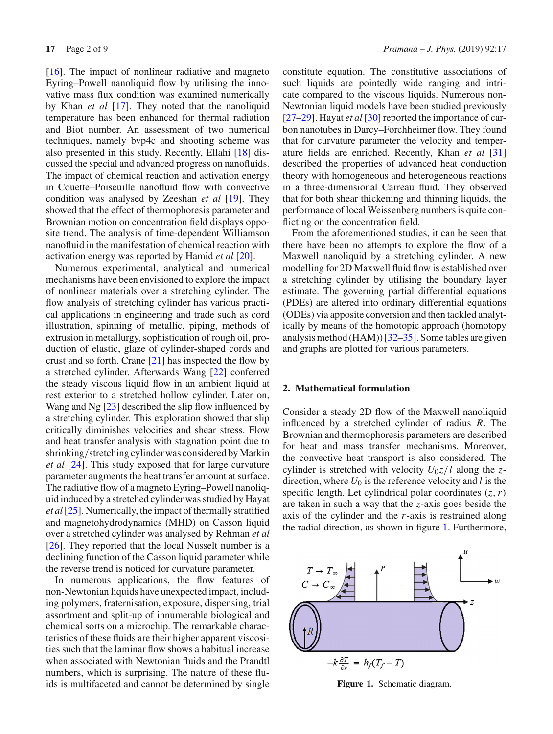[16]. The impact of nonlinear radiative and magneto Eyring–Powell nanoliquid flow by utilising the innovative mass flux condition was examined numerically by Khan *et al* [17]. They noted that the nanoliquid temperature has been enhanced for thermal radiation and Biot number. An assessment of two numerical techniques, namely bvp4c and shooting scheme was also presented in this study. Recently, Ellahi [18] discussed the special and advanced progress on nanofluids. The impact of chemical reaction and activation energy in Couette–Poiseuille nanofluid flow with convective condition was analysed by Zeeshan *et al* [19]. They showed that the effect of thermophoresis parameter and Brownian motion on concentration field displays opposite trend. The analysis of time-dependent Williamson nanofluid in the manifestation of chemical reaction with activation energy was reported by Hamid *et al* [20].

Numerous experimental, analytical and numerical mechanisms have been envisioned to explore the impact of nonlinear materials over a stretching cylinder. The flow analysis of stretching cylinder has various practical applications in engineering and trade such as cord illustration, spinning of metallic, piping, methods of extrusion in metallurgy, sophistication of rough oil, production of elastic, glaze of cylinder-shaped cords and crust and so forth. Crane [21] has inspected the flow by a stretched cylinder. Afterwards Wang [22] conferred the steady viscous liquid flow in an ambient liquid at rest exterior to a stretched hollow cylinder. Later on, Wang and Ng [23] described the slip flow influenced by a stretching cylinder. This exploration showed that slip critically diminishes velocities and shear stress. Flow and heat transfer analysis with stagnation point due to shrinking/stretching cylinder was considered by Markin *et al* [24]. This study exposed that for large curvature parameter augments the heat transfer amount at surface. The radiative flow of a magneto Eyring–Powell nanoliquid induced by a stretched cylinder was studied by Hayat *et al* [25]. Numerically, the impact of thermally stratified and magnetohydrodynamics (MHD) on Casson liquid over a stretched cylinder was analysed by Rehman *et al* [26]. They reported that the local Nusselt number is a declining function of the Casson liquid parameter while the reverse trend is noticed for curvature parameter.

In numerous applications, the flow features of non-Newtonian liquids have unexpected impact, including polymers, fraternisation, exposure, dispensing, trial assortment and split-up of innumerable biological and chemical sorts on a microchip. The remarkable characteristics of these liquids are their higher apparent viscosities such that the laminar flow shows a habitual increase when associated with Newtonian fluids and the Prandtl numbers, which is surprising. The nature of these fluids is multifaceted and cannot be determined by single constitute equation. The constitutive associations of such liquids are pointedly wide ranging and intricate compared to the viscous liquids. Numerous non-Newtonian liquid models have been studied previously [27–29]. Hayat *et al* [30] reported the importance of carbon nanotubes in Darcy–Forchheimer flow. They found that for curvature parameter the velocity and temperature fields are enriched. Recently, Khan *et al* [31] described the properties of advanced heat conduction theory with homogeneous and heterogeneous reactions in a three-dimensional Carreau fluid. They observed that for both shear thickening and thinning liquids, the performance of local Weissenberg numbers is quite conflicting on the concentration field.

From the aforementioned studies, it can be seen that there have been no attempts to explore the flow of a Maxwell nanoliquid by a stretching cylinder. A new modelling for 2D Maxwell fluid flow is established over a stretching cylinder by utilising the boundary layer estimate. The governing partial differential equations (PDEs) are altered into ordinary differential equations (ODEs) via apposite conversion and then tackled analytically by means of the homotopic approach (homotopy analysis method (HAM)) [32–35]. Some tables are given and graphs are plotted for various parameters.

## 2. Mathematical formulation

Consider a steady 2D flow of the Maxwell nanoliquid influenced by a stretched cylinder of radius $R$. The Brownian and thermophoresis parameters are described for heat and mass transfer mechanisms. Moreover, the convective heat transport is also considered. The cylinder is stretched with velocity $U_0 z/l$ along the $z$-direction, where $U_0$ is the reference velocity and $l$ is the specific length. Let cylindrical polar coordinates $(z, r)$ are taken in such a way that the $z$-axis goes beside the axis of the cylinder and the $r$-axis is restrained along the radial direction, as shown in figure 1. Furthermore,

**Figure 1.** Schematic diagram.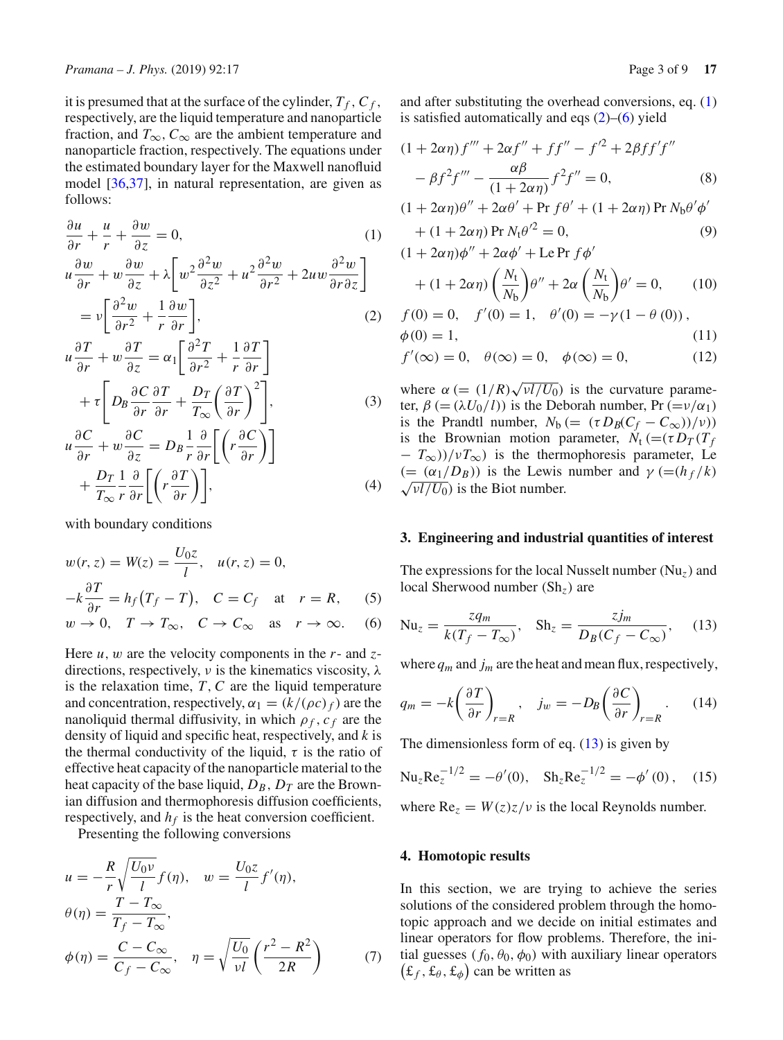it is presumed that at the surface of the cylinder, $T_f$, $C_f$, respectively, are the liquid temperature and nanoparticle fraction, and $T_\infty$, $C_\infty$ are the ambient temperature and nanoparticle fraction, respectively. The equations under the estimated boundary layer for the Maxwell nanofluid model [36,37], in natural representation, are given as follows:

$$\frac{\partial u}{\partial r}+\frac{u}{r}+\frac{\partial w}{\partial z}=0, \tag{1}$$

$$u\frac{\partial w}{\partial r}+w\frac{\partial w}{\partial z}+\lambda\left[w^2\frac{\partial^2 w}{\partial z^2}+u^2\frac{\partial^2 w}{\partial r^2}+2uw\frac{\partial^2 w}{\partial r\partial z}\right]=\nu\left[\frac{\partial^2 w}{\partial r^2}+\frac{1}{r}\frac{\partial w}{\partial r}\right], \tag{2}$$

$$u\frac{\partial T}{\partial r}+w\frac{\partial T}{\partial z}=\alpha_1\left[\frac{\partial^2 T}{\partial r^2}+\frac{1}{r}\frac{\partial T}{\partial r}\right]+\tau\left[D_B\frac{\partial C}{\partial r}\frac{\partial T}{\partial r}+\frac{D_T}{T_\infty}\left(\frac{\partial T}{\partial r}\right)^2\right], \tag{3}$$

$$u\frac{\partial C}{\partial r}+w\frac{\partial C}{\partial z}=D_B\frac{1}{r}\frac{\partial}{\partial r}\left[\left(r\frac{\partial C}{\partial r}\right)\right]+\frac{D_T}{T_\infty}\frac{1}{r}\frac{\partial}{\partial r}\left[\left(r\frac{\partial T}{\partial r}\right)\right], \tag{4}$$

with boundary conditions

$$w(r,z)=W(z)=\frac{U_0 z}{l},\quad u(r,z)=0,$$
$$-k\frac{\partial T}{\partial r}=h_f\left(T_f-T\right),\quad C=C_f\quad \text{at}\quad r=R, \tag{5}$$

$$w\to 0,\quad T\to T_\infty,\quad C\to C_\infty\quad \text{as}\quad r\to\infty. \tag{6}$$

Here $u$, $w$ are the velocity components in the $r$- and $z$-directions, respectively, $\nu$ is the kinematics viscosity, $\lambda$ is the relaxation time, $T$, $C$ are the liquid temperature and concentration, respectively, $\alpha_1 = (k/(\rho c)_f)$ are the nanoliquid thermal diffusivity, in which $\rho_f$, $c_f$ are the density of liquid and specific heat, respectively, and $k$ is the thermal conductivity of the liquid, $\tau$ is the ratio of effective heat capacity of the nanoparticle material to the heat capacity of the base liquid, $D_B$, $D_T$ are the Brownian diffusion and thermophoresis diffusion coefficients, respectively, and $h_f$ is the heat conversion coefficient.

Presenting the following conversions

$$u=-\frac{R}{r}\sqrt{\frac{U_0\nu}{l}}f(\eta),\quad w=\frac{U_0 z}{l}f'(\eta),$$
$$\theta(\eta)=\frac{T-T_\infty}{T_f-T_\infty},$$
$$\phi(\eta)=\frac{C-C_\infty}{C_f-C_\infty},\quad \eta=\sqrt{\frac{U_0}{\nu l}}\left(\frac{r^2-R^2}{2R}\right) \tag{7}$$

and after substituting the overhead conversions, eq. (1) is satisfied automatically and eqs (2)–(6) yield

$$(1+2\alpha\eta)f'''+2\alpha f''+ff''-f'^2+2\beta ff'f''-\beta f^2f'''-\frac{\alpha\beta}{(1+2\alpha\eta)}f^2f''=0, \tag{8}$$

$$(1+2\alpha\eta)\theta''+2\alpha\theta'+\Pr f\theta'+(1+2\alpha\eta)\Pr N_b\theta'\phi'+(1+2\alpha\eta)\Pr N_t\theta'^2=0, \tag{9}$$

$$(1+2\alpha\eta)\phi''+2\alpha\phi'+\mathrm{Le}\Pr f\phi'+(1+2\alpha\eta)\left(\frac{N_t}{N_b}\right)\theta''+2\alpha\left(\frac{N_t}{N_b}\right)\theta'=0, \tag{10}$$

$$f(0)=0,\quad f'(0)=1,\quad \theta'(0)=-\gamma(1-\theta(0)),$$
$$\phi(0)=1, \tag{11}$$

$$f'(\infty)=0,\quad \theta(\infty)=0,\quad \phi(\infty)=0, \tag{12}$$

where $\alpha\ (=(1/R)\sqrt{\nu l/U_0})$ is the curvature parameter, $\beta\ (=(\lambda U_0/l))$ is the Deborah number, Pr $(=\nu/\alpha_1)$ is the Prandtl number, $N_b\ (=(\tau D_B(C_f-C_\infty))/\nu))$ is the Brownian motion parameter, $N_t\ (=(\tau D_T(T_f-T_\infty))/\nu T_\infty)$ is the thermophoresis parameter, Le $(=(\alpha_1/D_B))$ is the Lewis number and $\gamma\ (=(h_f/k)\sqrt{\nu l/U_0})$ is the Biot number.

## 3. Engineering and industrial quantities of interest

The expressions for the local Nusselt number ($\mathrm{Nu}_z$) and local Sherwood number ($\mathrm{Sh}_z$) are

$$\mathrm{Nu}_z=\frac{zq_m}{k(T_f-T_\infty)},\quad \mathrm{Sh}_z=\frac{zj_m}{D_B(C_f-C_\infty)}, \tag{13}$$

where $q_m$ and $j_m$ are the heat and mean flux, respectively,

$$q_m=-k\left(\frac{\partial T}{\partial r}\right)_{r=R},\quad j_w=-D_B\left(\frac{\partial C}{\partial r}\right)_{r=R}. \tag{14}$$

The dimensionless form of eq. (13) is given by

$$\mathrm{Nu}_z\mathrm{Re}_z^{-1/2}=-\theta'(0),\quad \mathrm{Sh}_z\mathrm{Re}_z^{-1/2}=-\phi'(0), \tag{15}$$

where $\mathrm{Re}_z = W(z)z/\nu$ is the local Reynolds number.

## 4. Homotopic results

In this section, we are trying to achieve the series solutions of the considered problem through the homotopic approach and we decide on initial estimates and linear operators for flow problems. Therefore, the initial guesses $(f_0, \theta_0, \phi_0)$ with auxiliary linear operators $(\pounds_f, \pounds_\theta, \pounds_\phi)$ can be written as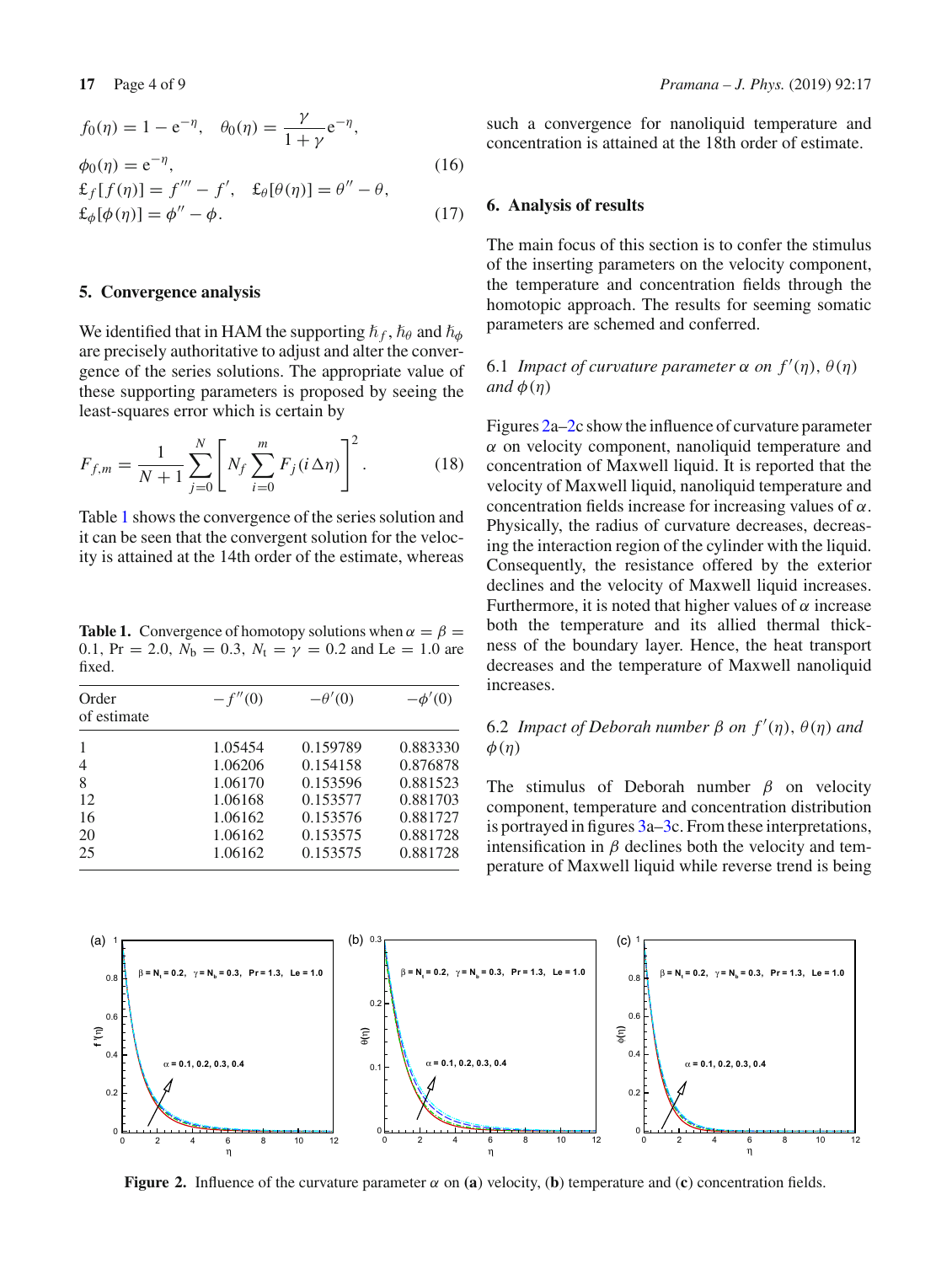$$f_0(\eta) = 1 - e^{-\eta}, \quad \theta_0(\eta) = \frac{\gamma}{1+\gamma} e^{-\eta},$$

$$\phi_0(\eta) = e^{-\eta}, \tag{16}$$

$$\pounds_f[f(\eta)] = f''' - f', \quad \pounds_\theta[\theta(\eta)] = \theta'' - \theta,$$

$$\pounds_\phi[\phi(\eta)] = \phi'' - \phi. \tag{17}$$

## 5. Convergence analysis

We identified that in HAM the supporting $\hbar_f$, $\hbar_\theta$ and $\hbar_\phi$ are precisely authoritative to adjust and alter the convergence of the series solutions. The appropriate value of these supporting parameters is proposed by seeing the least-squares error which is certain by

$$F_{f,m} = \frac{1}{N+1} \sum_{j=0}^{N} \left[ N_f \sum_{i=0}^{m} F_j(i\Delta\eta) \right]^2. \tag{18}$$

Table 1 shows the convergence of the series solution and it can be seen that the convergent solution for the velocity is attained at the 14th order of the estimate, whereas such a convergence for nanoliquid temperature and concentration is attained at the 18th order of estimate.

**Table 1.** Convergence of homotopy solutions when $\alpha = \beta = 0.1$, $\mathrm{Pr} = 2.0$, $N_\mathrm{b} = 0.3$, $N_\mathrm{t} = \gamma = 0.2$ and $\mathrm{Le} = 1.0$ are fixed.

| Order of estimate | $-f''(0)$ | $-\theta'(0)$ | $-\phi'(0)$ |
|---|---|---|---|
| 1 | 1.05454 | 0.159789 | 0.883330 |
| 4 | 1.06206 | 0.154158 | 0.876878 |
| 8 | 1.06170 | 0.153596 | 0.881523 |
| 12 | 1.06168 | 0.153577 | 0.881703 |
| 16 | 1.06162 | 0.153576 | 0.881727 |
| 20 | 1.06162 | 0.153575 | 0.881728 |
| 25 | 1.06162 | 0.153575 | 0.881728 |

## 6. Analysis of results

The main focus of this section is to confer the stimulus of the inserting parameters on the velocity component, the temperature and concentration fields through the homotopic approach. The results for seeming somatic parameters are schemed and conferred.

### 6.1 *Impact of curvature parameter $\alpha$ on $f'(\eta)$, $\theta(\eta)$ and $\phi(\eta)$*

Figures 2a–2c show the influence of curvature parameter $\alpha$ on velocity component, nanoliquid temperature and concentration of Maxwell liquid. It is reported that the velocity of Maxwell liquid, nanoliquid temperature and concentration fields increase for increasing values of $\alpha$. Physically, the radius of curvature decreases, decreasing the interaction region of the cylinder with the liquid. Consequently, the resistance offered by the exterior declines and the velocity of Maxwell liquid increases. Furthermore, it is noted that higher values of $\alpha$ increase both the temperature and its allied thermal thickness of the boundary layer. Hence, the heat transport decreases and the temperature of Maxwell nanoliquid increases.

### 6.2 *Impact of Deborah number $\beta$ on $f'(\eta)$, $\theta(\eta)$ and $\phi(\eta)$*

The stimulus of Deborah number $\beta$ on velocity component, temperature and concentration distribution is portrayed in figures 3a–3c. From these interpretations, intensification in $\beta$ declines both the velocity and temperature of Maxwell liquid while reverse trend is being

**Figure 2.** Influence of the curvature parameter $\alpha$ on (**a**) velocity, (**b**) temperature and (**c**) concentration fields.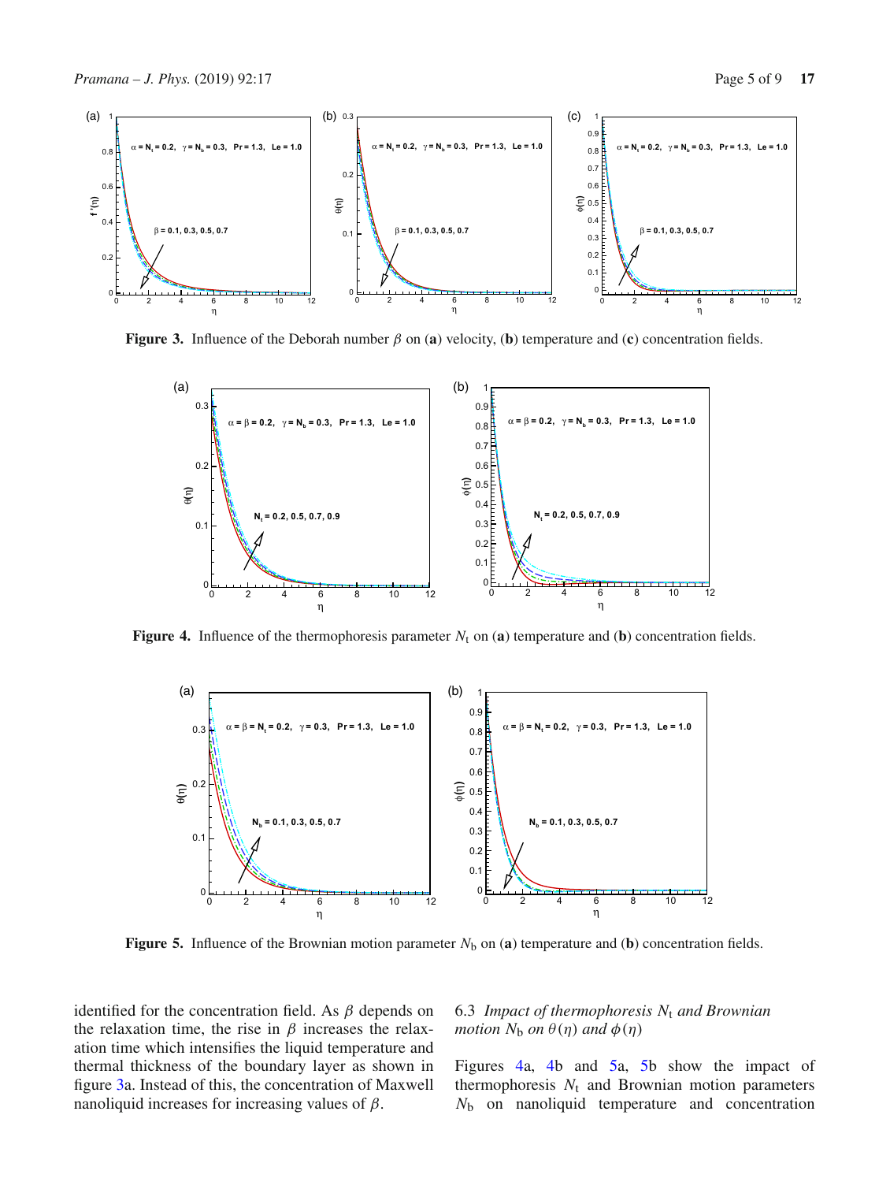**Figure 3.** Influence of the Deborah number $\beta$ on (**a**) velocity, (**b**) temperature and (**c**) concentration fields.

**Figure 4.** Influence of the thermophoresis parameter $N_t$ on (**a**) temperature and (**b**) concentration fields.

**Figure 5.** Influence of the Brownian motion parameter $N_b$ on (**a**) temperature and (**b**) concentration fields.

identified for the concentration field. As $\beta$ depends on the relaxation time, the rise in $\beta$ increases the relaxation time which intensifies the liquid temperature and thermal thickness of the boundary layer as shown in figure 3a. Instead of this, the concentration of Maxwell nanoliquid increases for increasing values of $\beta$.

### 6.3 *Impact of thermophoresis* $N_t$ *and Brownian motion* $N_b$ *on* $\theta(\eta)$ *and* $\phi(\eta)$

Figures 4a, 4b and 5a, 5b show the impact of thermophoresis $N_t$ and Brownian motion parameters $N_b$ on nanoliquid temperature and concentration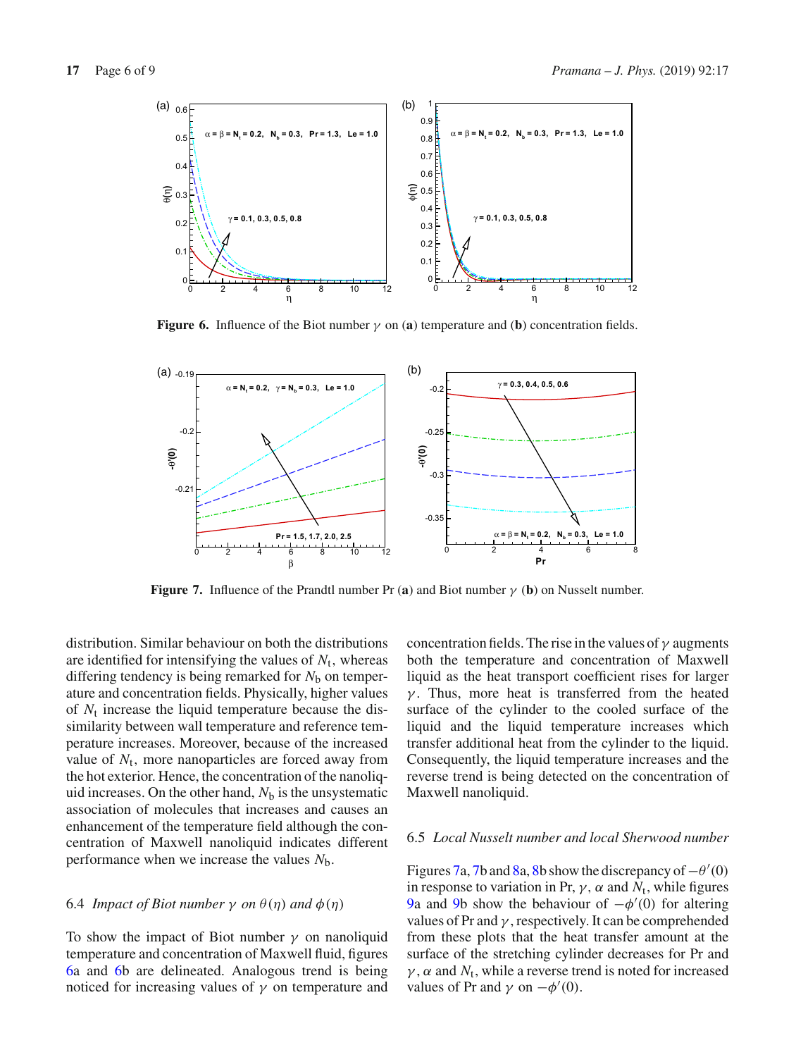**Figure 6.** Influence of the Biot number $\gamma$ on (**a**) temperature and (**b**) concentration fields.

**Figure 7.** Influence of the Prandtl number Pr (**a**) and Biot number $\gamma$ (**b**) on Nusselt number.

distribution. Similar behaviour on both the distributions are identified for intensifying the values of $N_t$, whereas differing tendency is being remarked for $N_b$ on temperature and concentration fields. Physically, higher values of $N_t$ increase the liquid temperature because the dissimilarity between wall temperature and reference temperature increases. Moreover, because of the increased value of $N_t$, more nanoparticles are forced away from the hot exterior. Hence, the concentration of the nanoliquid increases. On the other hand, $N_b$ is the unsystematic association of molecules that increases and causes an enhancement of the temperature field although the concentration of Maxwell nanoliquid indicates different performance when we increase the values $N_b$.

### 6.4 *Impact of Biot number $\gamma$ on $\theta(\eta)$ and $\phi(\eta)$*

To show the impact of Biot number $\gamma$ on nanoliquid temperature and concentration of Maxwell fluid, figures 6a and 6b are delineated. Analogous trend is being noticed for increasing values of $\gamma$ on temperature and concentration fields. The rise in the values of $\gamma$ augments both the temperature and concentration of Maxwell liquid as the heat transport coefficient rises for larger $\gamma$. Thus, more heat is transferred from the heated surface of the cylinder to the cooled surface of the liquid and the liquid temperature increases which transfer additional heat from the cylinder to the liquid. Consequently, the liquid temperature increases and the reverse trend is being detected on the concentration of Maxwell nanoliquid.

### 6.5 *Local Nusselt number and local Sherwood number*

Figures 7a, 7b and 8a, 8b show the discrepancy of $-\theta'(0)$ in response to variation in Pr, $\gamma$, $\alpha$ and $N_t$, while figures 9a and 9b show the behaviour of $-\phi'(0)$ for altering values of Pr and $\gamma$, respectively. It can be comprehended from these plots that the heat transfer amount at the surface of the stretching cylinder decreases for Pr and $\gamma$, $\alpha$ and $N_t$, while a reverse trend is noted for increased values of Pr and $\gamma$ on $-\phi'(0)$.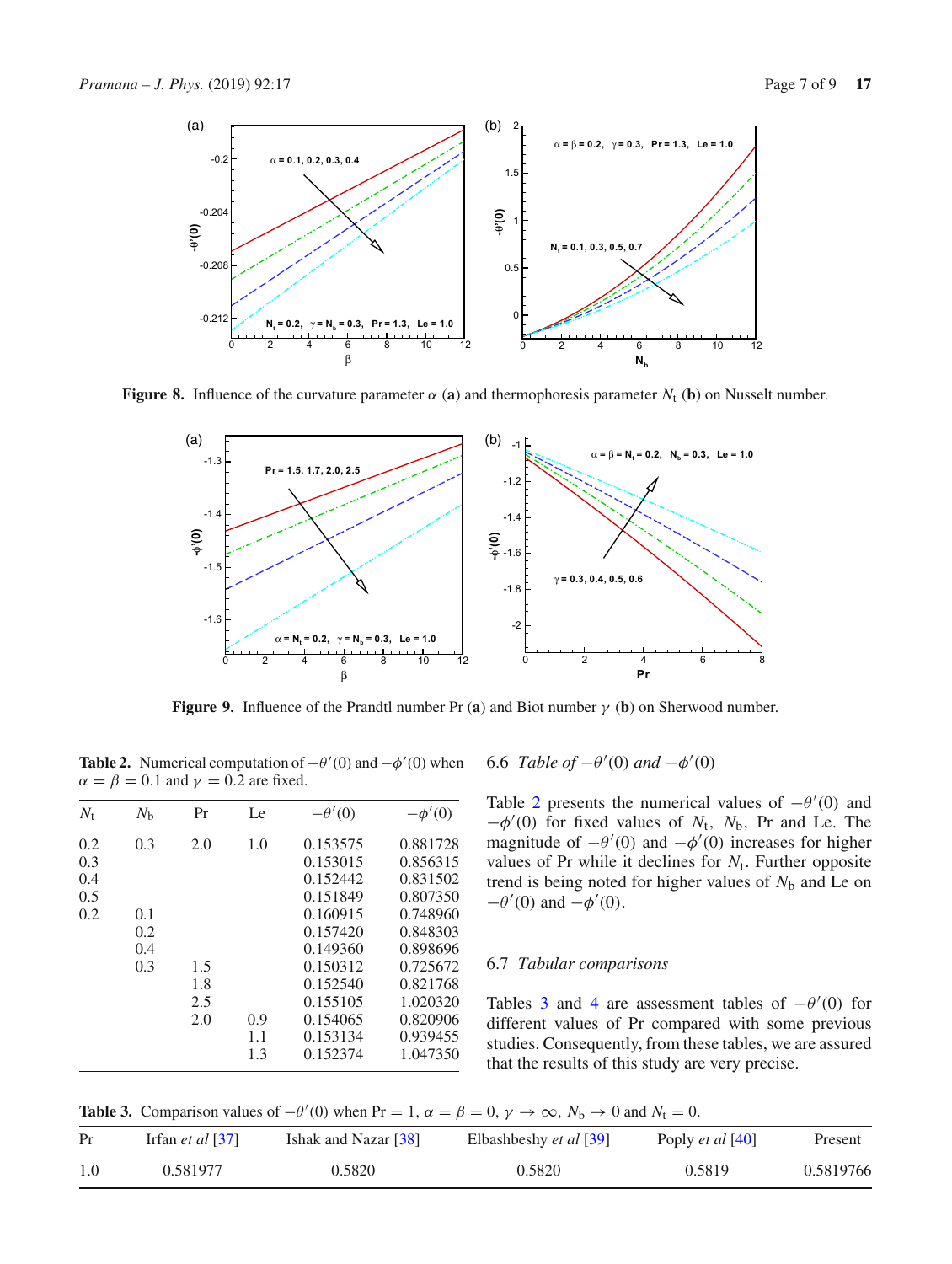**Figure 8.** Influence of the curvature parameter $\alpha$ (**a**) and thermophoresis parameter $N_t$ (**b**) on Nusselt number.

**Figure 9.** Influence of the Prandtl number Pr (**a**) and Biot number $\gamma$ (**b**) on Sherwood number.

**Table 2.** Numerical computation of $-\theta'(0)$ and $-\phi'(0)$ when $\alpha = \beta = 0.1$ and $\gamma = 0.2$ are fixed.

| $N_t$ | $N_b$ | Pr | Le | $-\theta'(0)$ | $-\phi'(0)$ |
|---|---|---|---|---|---|
| 0.2 | 0.3 | 2.0 | 1.0 | 0.153575 | 0.881728 |
| 0.3 | | | | 0.153015 | 0.856315 |
| 0.4 | | | | 0.152442 | 0.831502 |
| 0.5 | | | | 0.151849 | 0.807350 |
| 0.2 | 0.1 | | | 0.160915 | 0.748960 |
| | 0.2 | | | 0.157420 | 0.848303 |
| | 0.4 | | | 0.149360 | 0.898696 |
| | 0.3 | 1.5 | | 0.150312 | 0.725672 |
| | | 1.8 | | 0.152540 | 0.821768 |
| | | 2.5 | | 0.155105 | 1.020320 |
| | | 2.0 | 0.9 | 0.154065 | 0.820906 |
| | | | 1.1 | 0.153134 | 0.939455 |
| | | | 1.3 | 0.152374 | 1.047350 |

### 6.6 *Table of $-\theta'(0)$ and $-\phi'(0)$*

Table 2 presents the numerical values of $-\theta'(0)$ and $-\phi'(0)$ for fixed values of $N_t$, $N_b$, Pr and Le. The magnitude of $-\theta'(0)$ and $-\phi'(0)$ increases for higher values of Pr while it declines for $N_t$. Further opposite trend is being noted for higher values of $N_b$ and Le on $-\theta'(0)$ and $-\phi'(0)$.

### 6.7 *Tabular comparisons*

Tables 3 and 4 are assessment tables of $-\theta'(0)$ for different values of Pr compared with some previous studies. Consequently, from these tables, we are assured that the results of this study are very precise.

**Table 3.** Comparison values of $-\theta'(0)$ when $\text{Pr} = 1$, $\alpha = \beta = 0$, $\gamma \to \infty$, $N_b \to 0$ and $N_t = 0$.

| Pr | Irfan *et al* [37] | Ishak and Nazar [38] | Elbashbeshy *et al* [39] | Poply *et al* [40] | Present |
|---|---|---|---|---|---|
| 1.0 | 0.581977 | 0.5820 | 0.5820 | 0.5819 | 0.5819766 |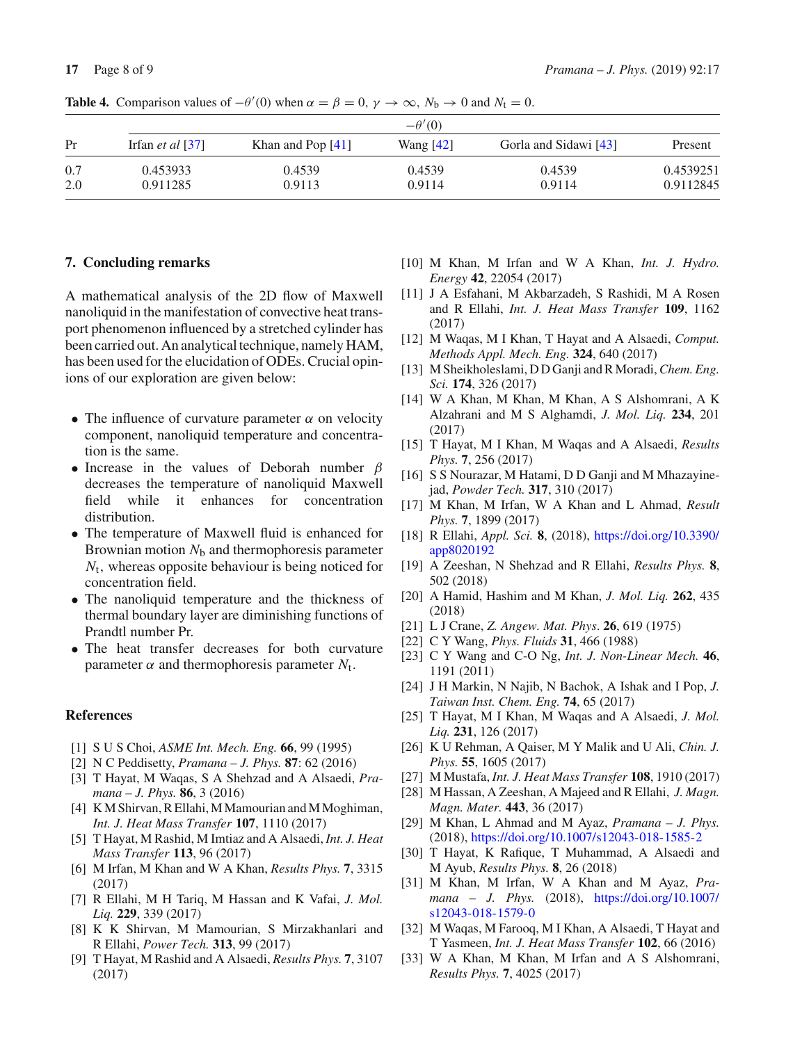**Table 4.** Comparison values of $-\theta'(0)$ when $\alpha = \beta = 0$, $\gamma \to \infty$, $N_b \to 0$ and $N_t = 0$.

| Pr | $-\theta'(0)$ | | | | |
|---|---|---|---|---|---|
| | Irfan *et al* [37] | Khan and Pop [41] | Wang [42] | Gorla and Sidawi [43] | Present |
| 0.7 | 0.453933 | 0.4539 | 0.4539 | 0.4539 | 0.4539251 |
| 2.0 | 0.911285 | 0.9113 | 0.9114 | 0.9114 | 0.9112845 |

## 7. Concluding remarks

A mathematical analysis of the 2D flow of Maxwell nanoliquid in the manifestation of convective heat transport phenomenon influenced by a stretched cylinder has been carried out. An analytical technique, namely HAM, has been used for the elucidation of ODEs. Crucial opinions of our exploration are given below:

- The influence of curvature parameter $\alpha$ on velocity component, nanoliquid temperature and concentration is the same.
- Increase in the values of Deborah number $\beta$ decreases the temperature of nanoliquid Maxwell field while it enhances for concentration distribution.
- The temperature of Maxwell fluid is enhanced for Brownian motion $N_b$ and thermophoresis parameter $N_t$, whereas opposite behaviour is being noticed for concentration field.
- The nanoliquid temperature and the thickness of thermal boundary layer are diminishing functions of Prandtl number Pr.
- The heat transfer decreases for both curvature parameter $\alpha$ and thermophoresis parameter $N_t$.

## References

[1] S U S Choi, *ASME Int. Mech. Eng.* **66**, 99 (1995)
[2] N C Peddisetty, *Pramana – J. Phys.* **87**: 62 (2016)
[3] T Hayat, M Waqas, S A Shehzad and A Alsaedi, *Pramana – J. Phys.* **86**, 3 (2016)
[4] K M Shirvan, R Ellahi, M Mamourian and M Moghiman, *Int. J. Heat Mass Transfer* **107**, 1110 (2017)
[5] T Hayat, M Rashid, M Imtiaz and A Alsaedi, *Int. J. Heat Mass Transfer* **113**, 96 (2017)
[6] M Irfan, M Khan and W A Khan, *Results Phys.* **7**, 3315 (2017)
[7] R Ellahi, M H Tariq, M Hassan and K Vafai, *J. Mol. Liq.* **229**, 339 (2017)
[8] K K Shirvan, M Mamourian, S Mirzakhanlari and R Ellahi, *Power Tech.* **313**, 99 (2017)
[9] T Hayat, M Rashid and A Alsaedi, *Results Phys.* **7**, 3107 (2017)
[10] M Khan, M Irfan and W A Khan, *Int. J. Hydro. Energy* **42**, 22054 (2017)
[11] J A Esfahani, M Akbarzadeh, S Rashidi, M A Rosen and R Ellahi, *Int. J. Heat Mass Transfer* **109**, 1162 (2017)
[12] M Waqas, M I Khan, T Hayat and A Alsaedi, *Comput. Methods Appl. Mech. Eng.* **324**, 640 (2017)
[13] M Sheikholeslami, D D Ganji and R Moradi, *Chem. Eng. Sci.* **174**, 326 (2017)
[14] W A Khan, M Khan, M Khan, A S Alshomrani, A K Alzahrani and M S Alghamdi, *J. Mol. Liq.* **234**, 201 (2017)
[15] T Hayat, M I Khan, M Waqas and A Alsaedi, *Results Phys.* **7**, 256 (2017)
[16] S S Nourazar, M Hatami, D D Ganji and M Mhazayinejad, *Powder Tech.* **317**, 310 (2017)
[17] M Khan, M Irfan, W A Khan and L Ahmad, *Result Phys.* **7**, 1899 (2017)
[18] R Ellahi, *Appl. Sci.* **8**, (2018), https://doi.org/10.3390/app8020192
[19] A Zeeshan, N Shehzad and R Ellahi, *Results Phys.* **8**, 502 (2018)
[20] A Hamid, Hashim and M Khan, *J. Mol. Liq.* **262**, 435 (2018)
[21] L J Crane, *Z. Angew. Mat. Phys.* **26**, 619 (1975)
[22] C Y Wang, *Phys. Fluids* **31**, 466 (1988)
[23] C Y Wang and C-O Ng, *Int. J. Non-Linear Mech.* **46**, 1191 (2011)
[24] J H Markin, N Najib, N Bachok, A Ishak and I Pop, *J. Taiwan Inst. Chem. Eng.* **74**, 65 (2017)
[25] T Hayat, M I Khan, M Waqas and A Alsaedi, *J. Mol. Liq.* **231**, 126 (2017)
[26] K U Rehman, A Qaiser, M Y Malik and U Ali, *Chin. J. Phys.* **55**, 1605 (2017)
[27] M Mustafa, *Int. J. Heat Mass Transfer* **108**, 1910 (2017)
[28] M Hassan, A Zeeshan, A Majeed and R Ellahi, *J. Magn. Magn. Mater.* **443**, 36 (2017)
[29] M Khan, L Ahmad and M Ayaz, *Pramana – J. Phys.* (2018), https://doi.org/10.1007/s12043-018-1585-2
[30] T Hayat, K Rafique, T Muhammad, A Alsaedi and M Ayub, *Results Phys.* **8**, 26 (2018)
[31] M Khan, M Irfan, W A Khan and M Ayaz, *Pramana – J. Phys.* (2018), https://doi.org/10.1007/s12043-018-1579-0
[32] M Waqas, M Farooq, M I Khan, A Alsaedi, T Hayat and T Yasmeen, *Int. J. Heat Mass Transfer* **102**, 66 (2016)
[33] W A Khan, M Khan, M Irfan and A S Alshomrani, *Results Phys.* **7**, 4025 (2017)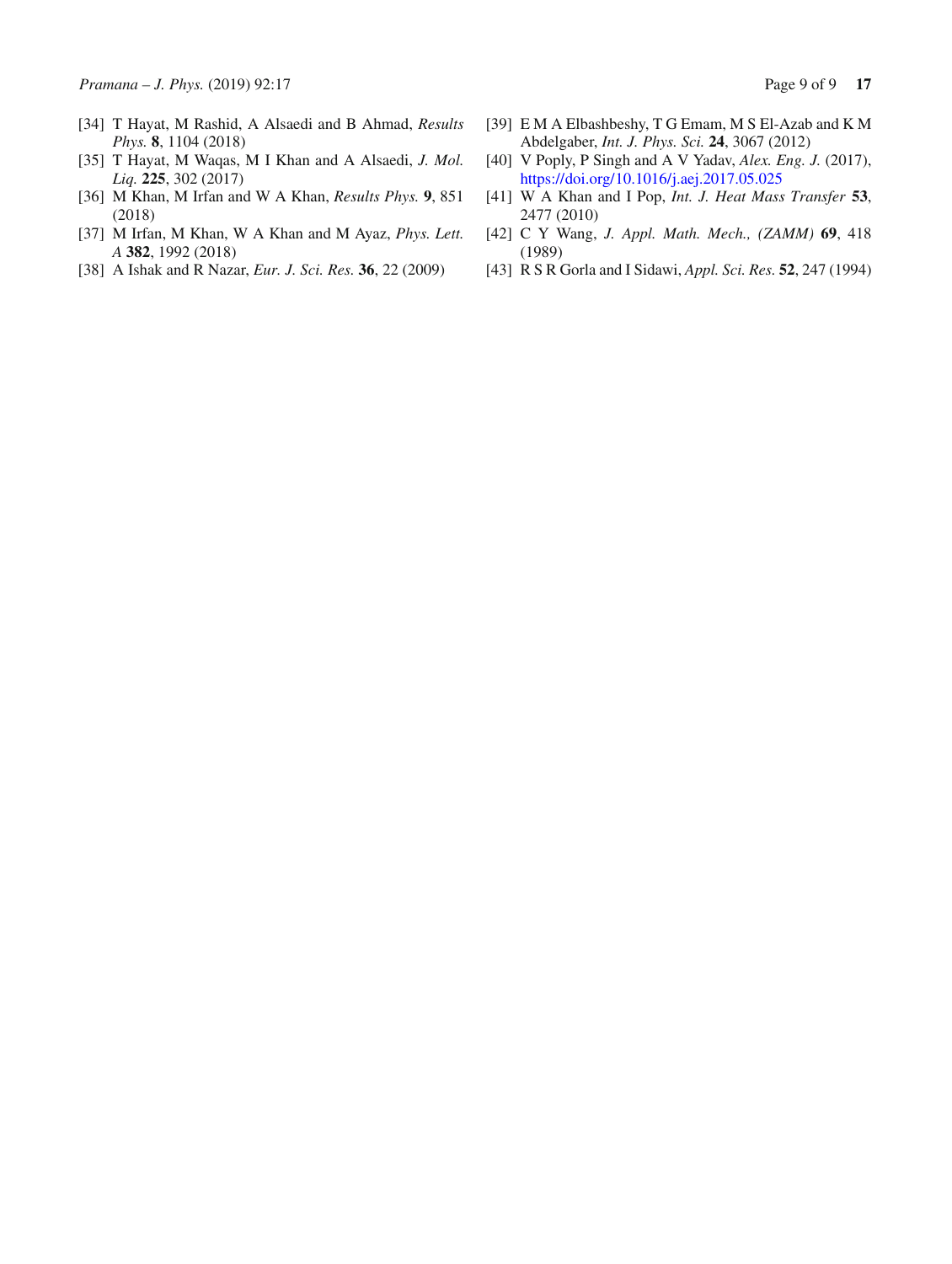[34] T Hayat, M Rashid, A Alsaedi and B Ahmad, *Results Phys.* **8**, 1104 (2018)

[35] T Hayat, M Waqas, M I Khan and A Alsaedi, *J. Mol. Liq.* **225**, 302 (2017)

[36] M Khan, M Irfan and W A Khan, *Results Phys.* **9**, 851 (2018)

[37] M Irfan, M Khan, W A Khan and M Ayaz, *Phys. Lett. A* **382**, 1992 (2018)

[38] A Ishak and R Nazar, *Eur. J. Sci. Res.* **36**, 22 (2009)

[39] E M A Elbashbeshy, T G Emam, M S El-Azab and K M Abdelgaber, *Int. J. Phys. Sci.* **24**, 3067 (2012)

[40] V Poply, P Singh and A V Yadav, *Alex. Eng. J.* (2017), https://doi.org/10.1016/j.aej.2017.05.025

[41] W A Khan and I Pop, *Int. J. Heat Mass Transfer* **53**, 2477 (2010)

[42] C Y Wang, *J. Appl. Math. Mech., (ZAMM)* **69**, 418 (1989)

[43] R S R Gorla and I Sidawi, *Appl. Sci. Res.* **52**, 247 (1994)